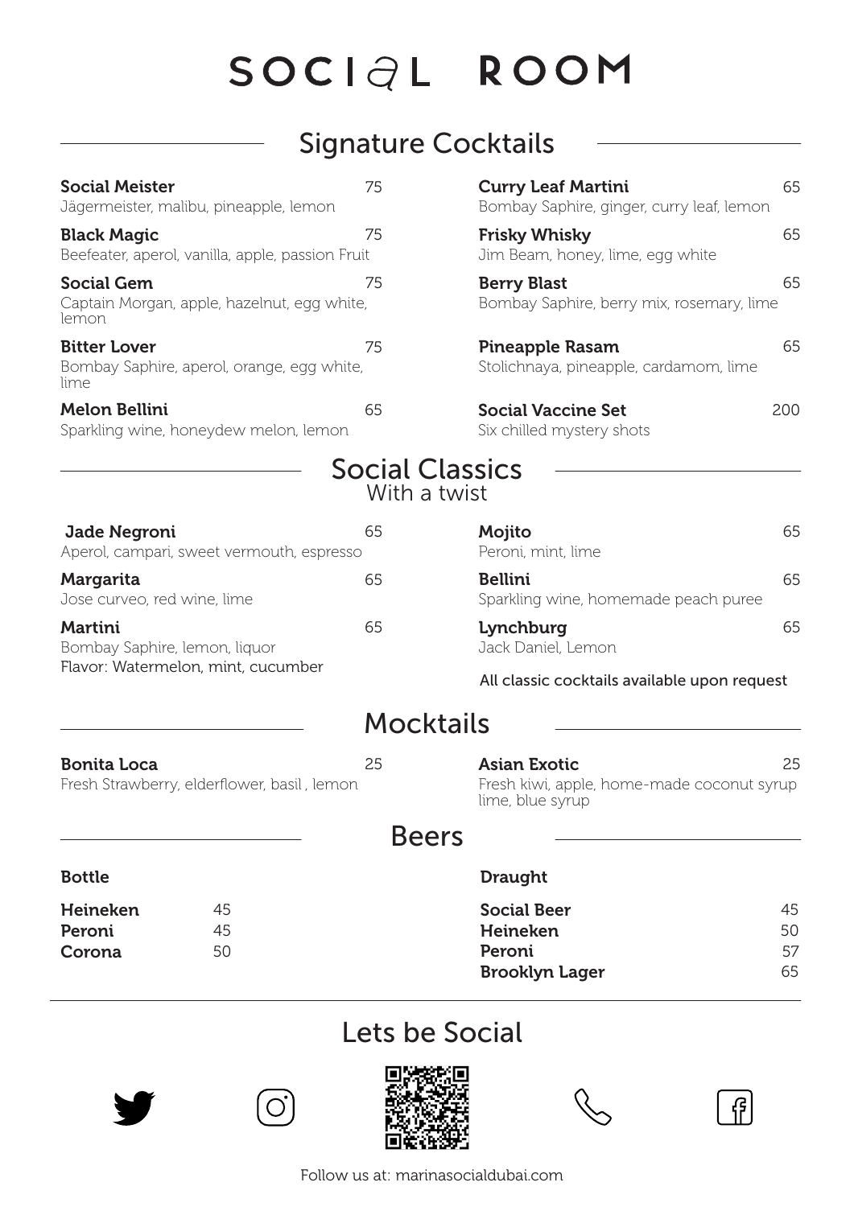# SOCIAL ROOM

## Signature Cocktails

**Social Meister** 75
Jägermeister, malibu, pineapple, lemon

**Black Magic** 75
Beefeater, aperol, vanilla, apple, passion Fruit

**Social Gem** 75
Captain Morgan, apple, hazelnut, egg white, lemon

**Bitter Lover** 75
Bombay Saphire, aperol, orange, egg white, lime

**Melon Bellini** 65
Sparkling wine, honeydew melon, lemon

**Curry Leaf Martini** 65
Bombay Saphire, ginger, curry leaf, lemon

**Frisky Whisky** 65
Jim Beam, honey, lime, egg white

**Berry Blast** 65
Bombay Saphire, berry mix, rosemary, lime

**Pineapple Rasam** 65
Stolichnaya, pineapple, cardamom, lime

**Social Vaccine Set** 200
Six chilled mystery shots

## Social Classics
With a twist

**Jade Negroni** 65
Aperol, campari, sweet vermouth, espresso

**Margarita** 65
Jose curveo, red wine, lime

**Martini** 65
Bombay Saphire, lemon, liquor
Flavor: Watermelon, mint, cucumber

**Mojito** 65
Peroni, mint, lime

**Bellini** 65
Sparkling wine, homemade peach puree

**Lynchburg** 65
Jack Daniel, Lemon

All classic cocktails available upon request

## Mocktails

**Bonita Loca** 25
Fresh Strawberry, elderflower, basil , lemon

**Asian Exotic** 25
Fresh kiwi, apple, home-made coconut syrup lime, blue syrup

## Beers

**Bottle**

| | |
|---|---|
| **Heineken** | 45 |
| **Peroni** | 45 |
| **Corona** | 50 |

**Draught**

| | |
|---|---|
| **Social Beer** | 45 |
| **Heineken** | 50 |
| **Peroni** | 57 |
| **Brooklyn Lager** | 65 |

## Lets be Social

Follow us at: marinasocialdubai.com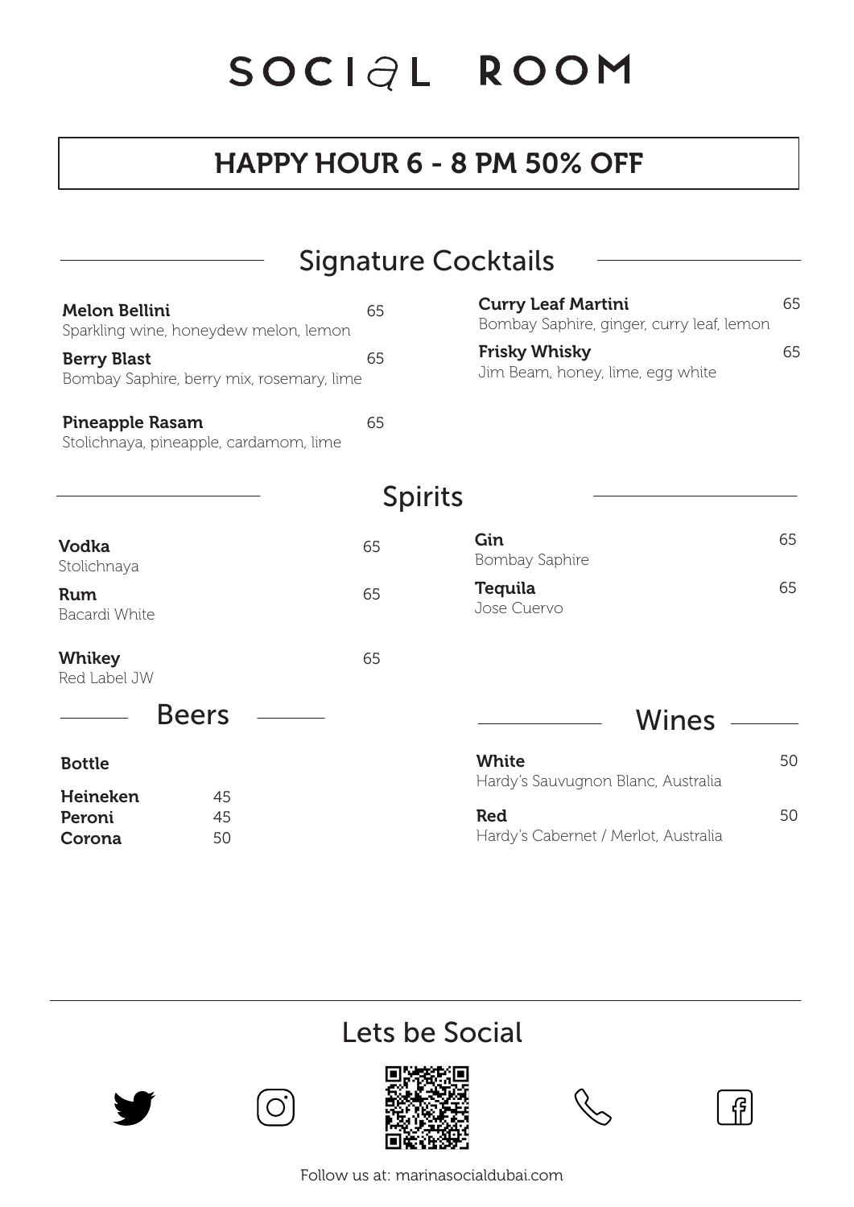# SOCIaL ROOM

## HAPPY HOUR 6 - 8 PM 50% OFF

## Signature Cocktails

**Melon Bellini** 65
Sparkling wine, honeydew melon, lemon

**Berry Blast** 65
Bombay Saphire, berry mix, rosemary, lime

**Pineapple Rasam** 65
Stolichnaya, pineapple, cardamom, lime

**Curry Leaf Martini** 65
Bombay Saphire, ginger, curry leaf, lemon

**Frisky Whisky** 65
Jim Beam, honey, lime, egg white

## Spirits

**Vodka** 65
Stolichnaya

**Rum** 65
Bacardi White

**Whikey** 65
Red Label JW

**Gin** 65
Bombay Saphire

**Tequila** 65
Jose Cuervo

## Beers

**Bottle**

| | |
|---|---|
| **Heineken** | 45 |
| **Peroni** | 45 |
| **Corona** | 50 |

## Wines

**White** 50
Hardy's Sauvugnon Blanc, Australia

**Red** 50
Hardy's Cabernet / Merlot, Australia

## Lets be Social

Follow us at: marinasocialdubai.com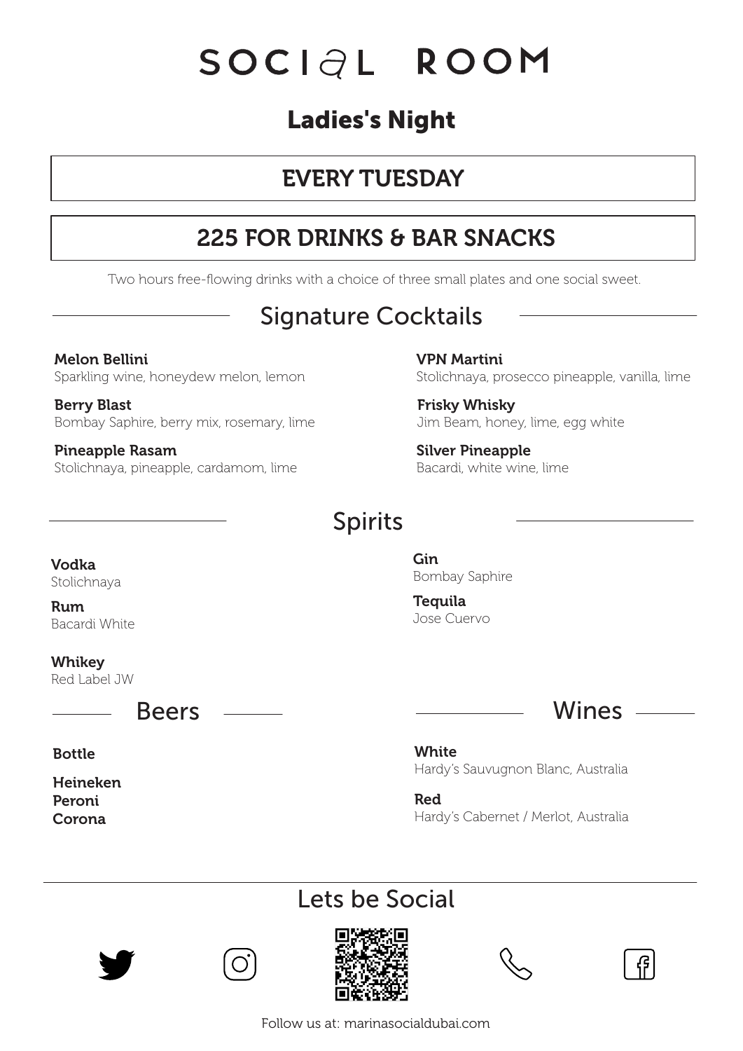# SOCIaL ROOM

## Ladies's Night

**EVERY TUESDAY**

**225 FOR DRINKS & BAR SNACKS**

Two hours free-flowing drinks with a choice of three small plates and one social sweet.

## Signature Cocktails

**Melon Bellini**
Sparkling wine, honeydew melon, lemon

**Berry Blast**
Bombay Saphire, berry mix, rosemary, lime

**Pineapple Rasam**
Stolichnaya, pineapple, cardamom, lime

**VPN Martini**
Stolichnaya, prosecco pineapple, vanilla, lime

**Frisky Whisky**
Jim Beam, honey, lime, egg white

**Silver Pineapple**
Bacardi, white wine, lime

## Spirits

**Vodka**
Stolichnaya

**Rum**
Bacardi White

**Whikey**
Red Label JW

**Gin**
Bombay Saphire

**Tequila**
Jose Cuervo

## Beers

**Bottle**

**Heineken**
**Peroni**
**Corona**

## Wines

**White**
Hardy's Sauvugnon Blanc, Australia

**Red**
Hardy's Cabernet / Merlot, Australia

## Lets be Social

Follow us at: marinasocialdubai.com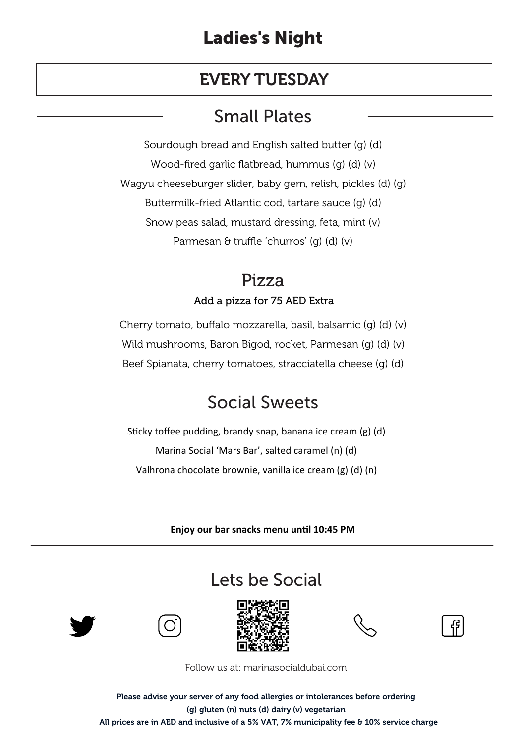# Ladies's Night

## EVERY TUESDAY

## Small Plates

Sourdough bread and English salted butter (g) (d)

Wood-fired garlic flatbread, hummus (g) (d) (v)

Wagyu cheeseburger slider, baby gem, relish, pickles (d) (g)

Buttermilk-fried Atlantic cod, tartare sauce (g) (d)

Snow peas salad, mustard dressing, feta, mint (v)

Parmesan & truffle 'churros' (g) (d) (v)

## Pizza

Add a pizza for 75 AED Extra

Cherry tomato, buffalo mozzarella, basil, balsamic (g) (d) (v)

Wild mushrooms, Baron Bigod, rocket, Parmesan (g) (d) (v)

Beef Spianata, cherry tomatoes, stracciatella cheese (g) (d)

## Social Sweets

Sticky toffee pudding, brandy snap, banana ice cream (g) (d)

Marina Social 'Mars Bar', salted caramel (n) (d)

Valhrona chocolate brownie, vanilla ice cream (g) (d) (n)

**Enjoy our bar snacks menu until 10:45 PM**

## Lets be Social

Follow us at: marinasocialdubai.com

**Please advise your server of any food allergies or intolerances before ordering**

**(g) gluten (n) nuts (d) dairy (v) vegetarian**

**All prices are in AED and inclusive of a 5% VAT, 7% municipality fee & 10% service charge**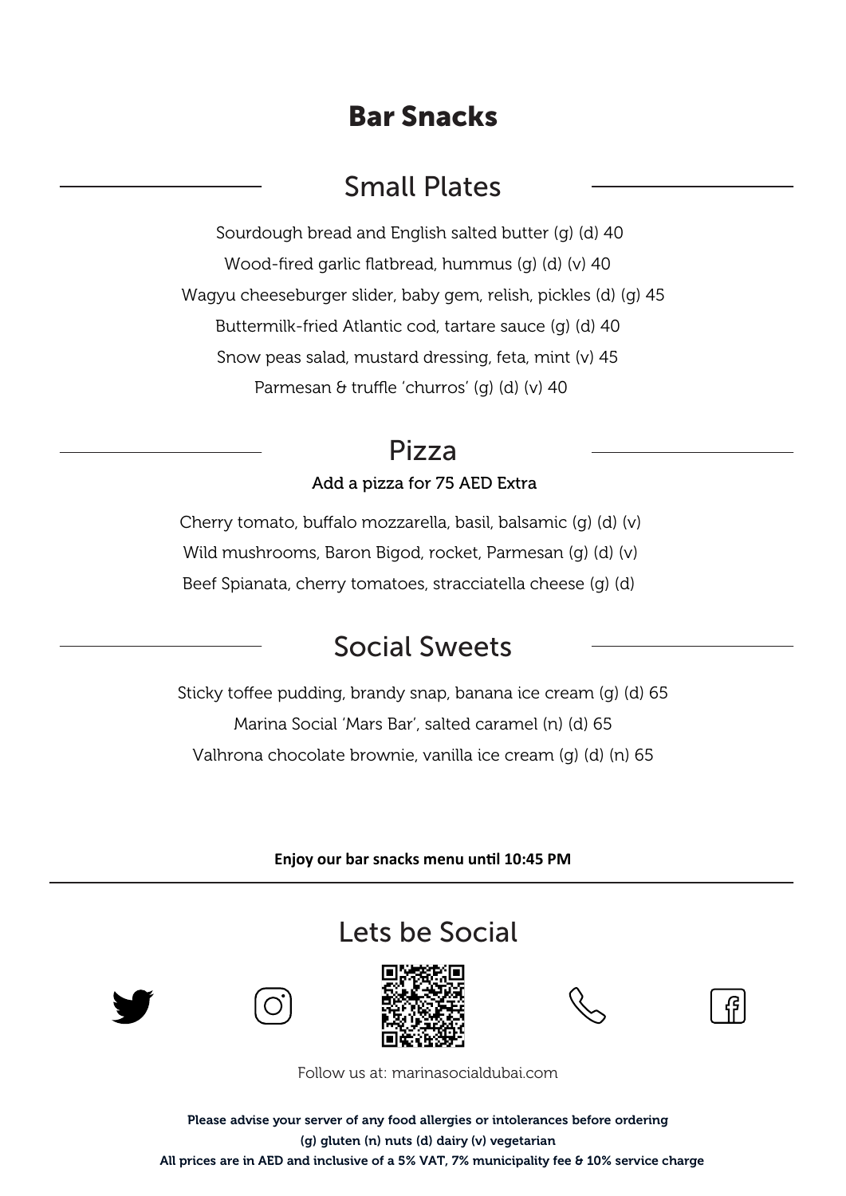# Bar Snacks

## Small Plates

Sourdough bread and English salted butter (g) (d) 40

Wood-fired garlic flatbread, hummus (g) (d) (v) 40

Wagyu cheeseburger slider, baby gem, relish, pickles (d) (g) 45

Buttermilk-fried Atlantic cod, tartare sauce (g) (d) 40

Snow peas salad, mustard dressing, feta, mint (v) 45

Parmesan & truffle 'churros' (g) (d) (v) 40

## Pizza

Add a pizza for 75 AED Extra

Cherry tomato, buffalo mozzarella, basil, balsamic (g) (d) (v)

Wild mushrooms, Baron Bigod, rocket, Parmesan (g) (d) (v)

Beef Spianata, cherry tomatoes, stracciatella cheese (g) (d)

## Social Sweets

Sticky toffee pudding, brandy snap, banana ice cream (g) (d) 65

Marina Social 'Mars Bar', salted caramel (n) (d) 65

Valhrona chocolate brownie, vanilla ice cream (g) (d) (n) 65

**Enjoy our bar snacks menu until 10:45 PM**

## Lets be Social

Follow us at: marinasocialdubai.com

**Please advise your server of any food allergies or intolerances before ordering**

**(g) gluten (n) nuts (d) dairy (v) vegetarian**

**All prices are in AED and inclusive of a 5% VAT, 7% municipality fee & 10% service charge**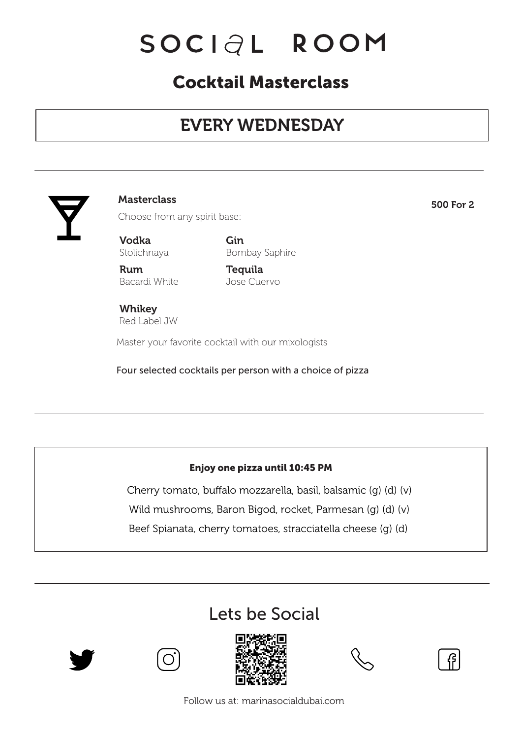# SOCIaL ROOM

## Cocktail Masterclass

### EVERY WEDNESDAY

---

**Masterclass** — **500 For 2**

Choose from any spirit base:

**Vodka**
Stolichnaya

**Gin**
Bombay Saphire

**Rum**
Bacardi White

**Tequila**
Jose Cuervo

**Whikey**
Red Label JW

Master your favorite cocktail with our mixologists

Four selected cocktails per person with a choice of pizza

---

**Enjoy one pizza until 10:45 PM**

Cherry tomato, buffalo mozzarella, basil, balsamic (g) (d) (v)

Wild mushrooms, Baron Bigod, rocket, Parmesan (g) (d) (v)

Beef Spianata, cherry tomatoes, stracciatella cheese (g) (d)

---

Lets be Social

Follow us at: marinasocialdubai.com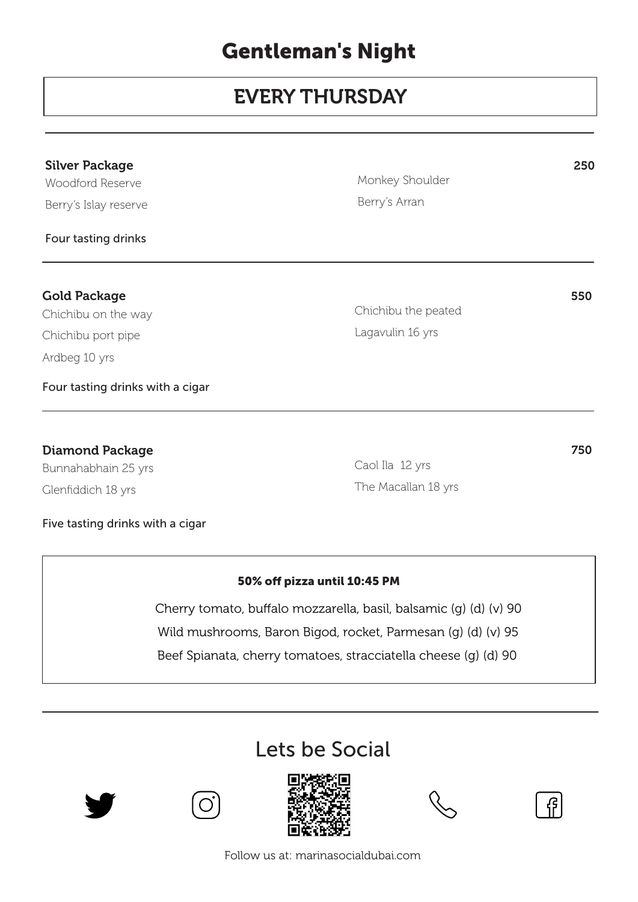# Gentleman's Night

## EVERY THURSDAY

**Silver Package** 250

Woodford Reserve

Berry's Islay reserve

Monkey Shoulder

Berry's Arran

Four tasting drinks

---

**Gold Package** 550

Chichibu on the way

Chichibu port pipe

Ardbeg 10 yrs

Chichibu the peated

Lagavulin 16 yrs

Four tasting drinks with a cigar

---

**Diamond Package** 750

Bunnahabhain 25 yrs

Glenfiddich 18 yrs

Caol Ila 12 yrs

The Macallan 18 yrs

Five tasting drinks with a cigar

---

**50% off pizza until 10:45 PM**

Cherry tomato, buffalo mozzarella, basil, balsamic (g) (d) (v) 90

Wild mushrooms, Baron Bigod, rocket, Parmesan (g) (d) (v) 95

Beef Spianata, cherry tomatoes, stracciatella cheese (g) (d) 90

---

## Lets be Social

Follow us at: marinasocialdubai.com